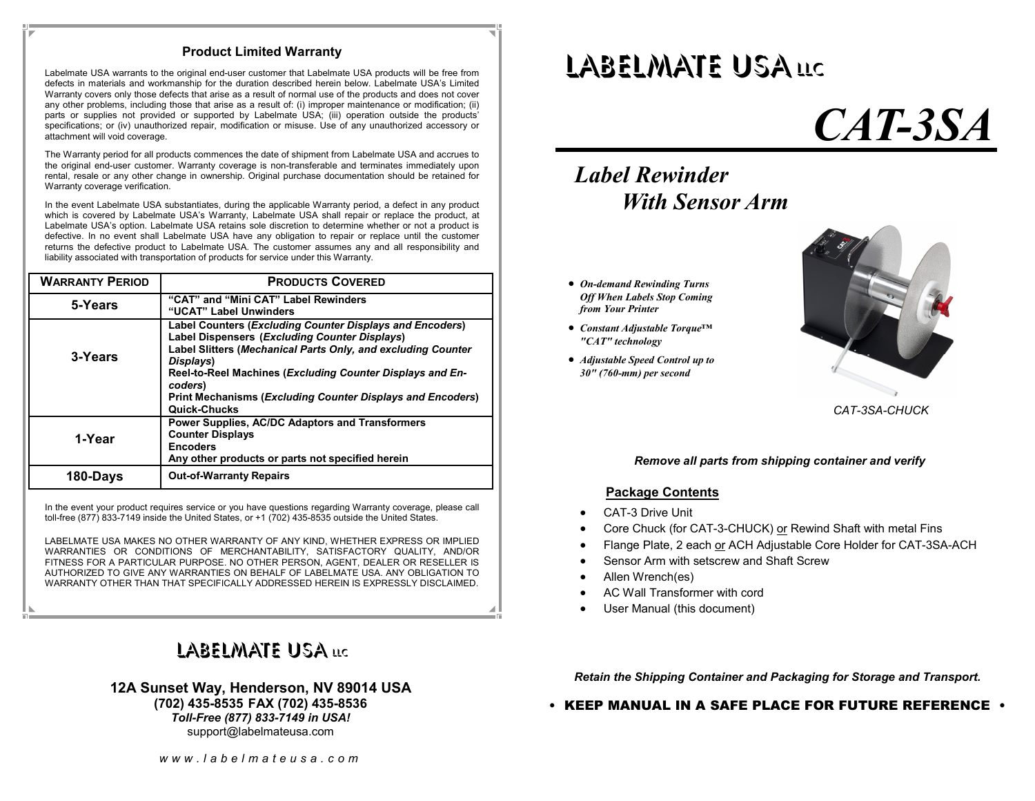## Product Limited Warranty

Labelmate USA warrants to the original end-user customer that Labelmate USA products will be free from defects in materials and workmanship for the duration described herein below. Labelmate USA's Limited Warranty covers only those defects that arise as a result of normal use of the products and does not cover any other problems, including those that arise as a result of: (i) improper maintenance or modification; (ii) parts or supplies not provided or supported by Labelmate USA; (iii) operation outside the products' specifications; or (iv) unauthorized repair, modification or misuse. Use of any unauthorized accessory or attachment will void coverage.

The Warranty period for all products commences the date of shipment from Labelmate USA and accrues to the original end-user customer. Warranty coverage is non-transferable and terminates immediately upon rental, resale or any other change in ownership. Original purchase documentation should be retained for Warranty coverage verification.

In the event Labelmate USA substantiates, during the applicable Warranty period, a defect in any product which is covered by Labelmate USA's Warranty, Labelmate USA shall repair or replace the product, at Labelmate USA's option. Labelmate USA retains sole discretion to determine whether or not a product is defective. In no event shall Labelmate USA have any obligation to repair or replace until the customer returns the defective product to Labelmate USA. The customer assumes any and all responsibility and liability associated with transportation of products for service under this Warranty.

| WARRANTY PERIOD | PRODUCTS COVERED |
|---|---|
| **5-Years** | **"CAT" and "Mini CAT" Label Rewinders**<br>**"UCAT" Label Unwinders** |
| **3-Years** | **Label Counters (*Excluding Counter Displays and Encoders*)**<br>**Label Dispensers (*Excluding Counter Displays*)**<br>**Label Slitters (*Mechanical Parts Only, and excluding Counter Displays*)**<br>**Reel-to-Reel Machines (*Excluding Counter Displays and Encoders*)**<br>**Print Mechanisms (*Excluding Counter Displays and Encoders*)**<br>**Quick-Chucks** |
| **1-Year** | **Power Supplies, AC/DC Adaptors and Transformers**<br>**Counter Displays**<br>**Encoders**<br>**Any other products or parts not specified herein** |
| **180-Days** | **Out-of-Warranty Repairs** |

In the event your product requires service or you have questions regarding Warranty coverage, please call toll-free (877) 833-7149 inside the United States, or +1 (702) 435-8535 outside the United States.

LABELMATE USA MAKES NO OTHER WARRANTY OF ANY KIND, WHETHER EXPRESS OR IMPLIED WARRANTIES OR CONDITIONS OF MERCHANTABILITY, SATISFACTORY QUALITY, AND/OR FITNESS FOR A PARTICULAR PURPOSE. NO OTHER PERSON, AGENT, DEALER OR RESELLER IS AUTHORIZED TO GIVE ANY WARRANTIES ON BEHALF OF LABELMATE USA. ANY OBLIGATION TO WARRANTY OTHER THAN THAT SPECIFICALLY ADDRESSED HEREIN IS EXPRESSLY DISCLAIMED.

**LABELMATE USA LLC**

**12A Sunset Way, Henderson, NV 89014 USA**
**(702) 435-8535 FAX (702) 435-8536**
***Toll-Free (877) 833-7149 in USA!***
support@labelmateusa.com

*w w w . l a b e l m a t e u s a . c o m*

# LABELMATE USA LLC

# *CAT-3SA*

## *Label Rewinder With Sensor Arm*

- ***On-demand Rewinding Turns Off When Labels Stop Coming from Your Printer***
- ***Constant Adjustable Torque™ "CAT" technology***
- ***Adjustable Speed Control up to 30" (760-mm) per second***

*CAT-3SA-CHUCK*

***Remove all parts from shipping container and verify***

### Package Contents

- CAT-3 Drive Unit
- Core Chuck (for CAT-3-CHUCK) or Rewind Shaft with metal Fins
- Flange Plate, 2 each or ACH Adjustable Core Holder for CAT-3SA-ACH
- Sensor Arm with setscrew and Shaft Screw
- Allen Wrench(es)
- AC Wall Transformer with cord
- User Manual (this document)

***Retain the Shipping Container and Packaging for Storage and Transport.***

**• KEEP MANUAL IN A SAFE PLACE FOR FUTURE REFERENCE •**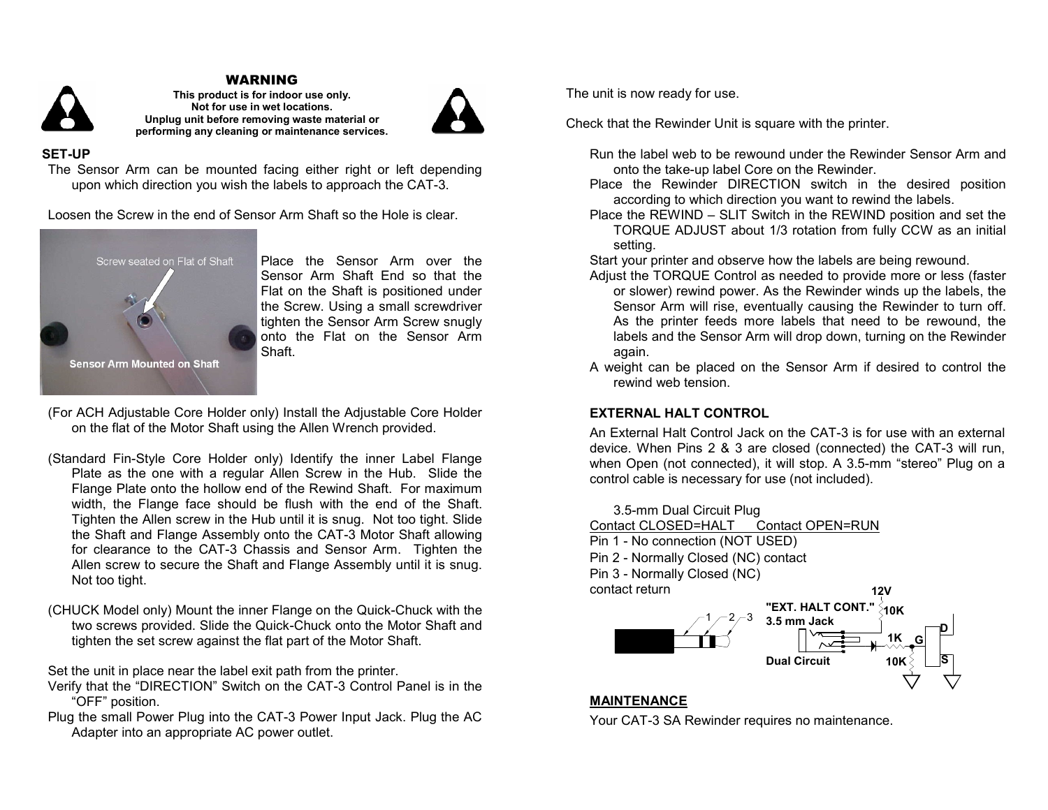**WARNING**

**This product is for indoor use only.**
**Not for use in wet locations.**
**Unplug unit before removing waste material or performing any cleaning or maintenance services.**

## SET-UP

The Sensor Arm can be mounted facing either right or left depending upon which direction you wish the labels to approach the CAT-3.

Loosen the Screw in the end of Sensor Arm Shaft so the Hole is clear.

Screw seated on Flat of Shaft

Sensor Arm Mounted on Shaft

Place the Sensor Arm over the Sensor Arm Shaft End so that the Flat on the Shaft is positioned under the Screw. Using a small screwdriver tighten the Sensor Arm Screw snugly onto the Flat on the Sensor Arm Shaft.

(For ACH Adjustable Core Holder only) Install the Adjustable Core Holder on the flat of the Motor Shaft using the Allen Wrench provided.

(Standard Fin-Style Core Holder only) Identify the inner Label Flange Plate as the one with a regular Allen Screw in the Hub. Slide the Flange Plate onto the hollow end of the Rewind Shaft. For maximum width, the Flange face should be flush with the end of the Shaft. Tighten the Allen screw in the Hub until it is snug. Not too tight. Slide the Shaft and Flange Assembly onto the CAT-3 Motor Shaft allowing for clearance to the CAT-3 Chassis and Sensor Arm. Tighten the Allen screw to secure the Shaft and Flange Assembly until it is snug. Not too tight.

(CHUCK Model only) Mount the inner Flange on the Quick-Chuck with the two screws provided. Slide the Quick-Chuck onto the Motor Shaft and tighten the set screw against the flat part of the Motor Shaft.

Set the unit in place near the label exit path from the printer.
Verify that the “DIRECTION” Switch on the CAT-3 Control Panel is in the “OFF” position.
Plug the small Power Plug into the CAT-3 Power Input Jack. Plug the AC Adapter into an appropriate AC power outlet.

The unit is now ready for use.

Check that the Rewinder Unit is square with the printer.

Run the label web to be rewound under the Rewinder Sensor Arm and onto the take-up label Core on the Rewinder.
Place the Rewinder DIRECTION switch in the desired position according to which direction you want to rewind the labels.
Place the REWIND – SLIT Switch in the REWIND position and set the TORQUE ADJUST about 1/3 rotation from fully CCW as an initial setting.
Start your printer and observe how the labels are being rewound.
Adjust the TORQUE Control as needed to provide more or less (faster or slower) rewind power. As the Rewinder winds up the labels, the Sensor Arm will rise, eventually causing the Rewinder to turn off. As the printer feeds more labels that need to be rewound, the labels and the Sensor Arm will drop down, turning on the Rewinder again.
A weight can be placed on the Sensor Arm if desired to control the rewind web tension.

## EXTERNAL HALT CONTROL

An External Halt Control Jack on the CAT-3 is for use with an external device. When Pins 2 & 3 are closed (connected) the CAT-3 will run, when Open (not connected), it will stop. A 3.5-mm “stereo” Plug on a control cable is necessary for use (not included).

3.5-mm Dual Circuit Plug
Contact CLOSED=HALT      Contact OPEN=RUN
Pin 1 - No connection (NOT USED)
Pin 2 - Normally Closed (NC) contact
Pin 3 - Normally Closed (NC) contact return

1 2 3
"EXT. HALT CONT."
3.5 mm Jack
Dual Circuit
12V
10K
1K
10K
G
D
S

## MAINTENANCE

Your CAT-3 SA Rewinder requires no maintenance.